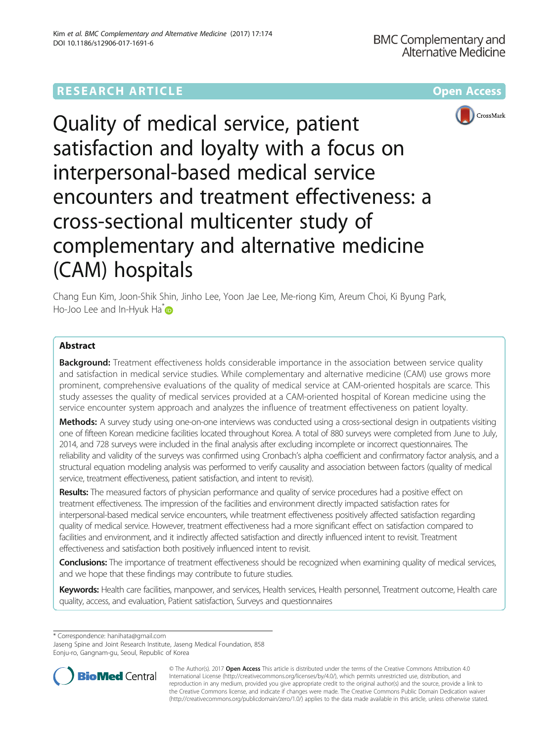RESEARCH ARTICLE

Open Access

# Quality of medical service, patient satisfaction and loyalty with a focus on interpersonal-based medical service encounters and treatment effectiveness: a cross-sectional multicenter study of complementary and alternative medicine (CAM) hospitals

Chang Eun Kim, Joon-Shik Shin, Jinho Lee, Yoon Jae Lee, Me-riong Kim, Areum Choi, Ki Byung Park, Ho-Joo Lee and In-Hyuk Ha*

## Abstract

**Background:** Treatment effectiveness holds considerable importance in the association between service quality and satisfaction in medical service studies. While complementary and alternative medicine (CAM) use grows more prominent, comprehensive evaluations of the quality of medical service at CAM-oriented hospitals are scarce. This study assesses the quality of medical services provided at a CAM-oriented hospital of Korean medicine using the service encounter system approach and analyzes the influence of treatment effectiveness on patient loyalty.

**Methods:** A survey study using one-on-one interviews was conducted using a cross-sectional design in outpatients visiting one of fifteen Korean medicine facilities located throughout Korea. A total of 880 surveys were completed from June to July, 2014, and 728 surveys were included in the final analysis after excluding incomplete or incorrect questionnaires. The reliability and validity of the surveys was confirmed using Cronbach's alpha coefficient and confirmatory factor analysis, and a structural equation modeling analysis was performed to verify causality and association between factors (quality of medical service, treatment effectiveness, patient satisfaction, and intent to revisit).

**Results:** The measured factors of physician performance and quality of service procedures had a positive effect on treatment effectiveness. The impression of the facilities and environment directly impacted satisfaction rates for interpersonal-based medical service encounters, while treatment effectiveness positively affected satisfaction regarding quality of medical service. However, treatment effectiveness had a more significant effect on satisfaction compared to facilities and environment, and it indirectly affected satisfaction and directly influenced intent to revisit. Treatment effectiveness and satisfaction both positively influenced intent to revisit.

**Conclusions:** The importance of treatment effectiveness should be recognized when examining quality of medical services, and we hope that these findings may contribute to future studies.

**Keywords:** Health care facilities, manpower, and services, Health services, Health personnel, Treatment outcome, Health care quality, access, and evaluation, Patient satisfaction, Surveys and questionnaires

---

\* Correspondence: hanihata@gmail.com
Jaseng Spine and Joint Research Institute, Jaseng Medical Foundation, 858 Eonju-ro, Gangnam-gu, Seoul, Republic of Korea

© The Author(s). 2017 **Open Access** This article is distributed under the terms of the Creative Commons Attribution 4.0 International License (http://creativecommons.org/licenses/by/4.0/), which permits unrestricted use, distribution, and reproduction in any medium, provided you give appropriate credit to the original author(s) and the source, provide a link to the Creative Commons license, and indicate if changes were made. The Creative Commons Public Domain Dedication waiver (http://creativecommons.org/publicdomain/zero/1.0/) applies to the data made available in this article, unless otherwise stated.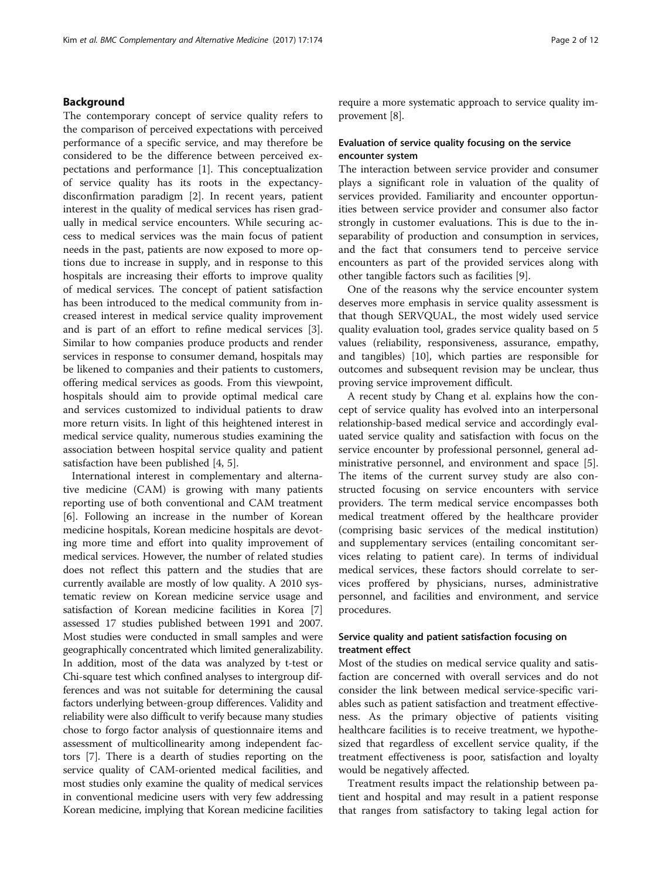## Background

The contemporary concept of service quality refers to the comparison of perceived expectations with perceived performance of a specific service, and may therefore be considered to be the difference between perceived expectations and performance [1]. This conceptualization of service quality has its roots in the expectancy-disconfirmation paradigm [2]. In recent years, patient interest in the quality of medical services has risen gradually in medical service encounters. While securing access to medical services was the main focus of patient needs in the past, patients are now exposed to more options due to increase in supply, and in response to this hospitals are increasing their efforts to improve quality of medical services. The concept of patient satisfaction has been introduced to the medical community from increased interest in medical service quality improvement and is part of an effort to refine medical services [3]. Similar to how companies produce products and render services in response to consumer demand, hospitals may be likened to companies and their patients to customers, offering medical services as goods. From this viewpoint, hospitals should aim to provide optimal medical care and services customized to individual patients to draw more return visits. In light of this heightened interest in medical service quality, numerous studies examining the association between hospital service quality and patient satisfaction have been published [4, 5].

International interest in complementary and alternative medicine (CAM) is growing with many patients reporting use of both conventional and CAM treatment [6]. Following an increase in the number of Korean medicine hospitals, Korean medicine hospitals are devoting more time and effort into quality improvement of medical services. However, the number of related studies does not reflect this pattern and the studies that are currently available are mostly of low quality. A 2010 systematic review on Korean medicine service usage and satisfaction of Korean medicine facilities in Korea [7] assessed 17 studies published between 1991 and 2007. Most studies were conducted in small samples and were geographically concentrated which limited generalizability. In addition, most of the data was analyzed by t-test or Chi-square test which confined analyses to intergroup differences and was not suitable for determining the causal factors underlying between-group differences. Validity and reliability were also difficult to verify because many studies chose to forgo factor analysis of questionnaire items and assessment of multicollinearity among independent factors [7]. There is a dearth of studies reporting on the service quality of CAM-oriented medical facilities, and most studies only examine the quality of medical services in conventional medicine users with very few addressing Korean medicine, implying that Korean medicine facilities require a more systematic approach to service quality improvement [8].

### Evaluation of service quality focusing on the service encounter system

The interaction between service provider and consumer plays a significant role in valuation of the quality of services provided. Familiarity and encounter opportunities between service provider and consumer also factor strongly in customer evaluations. This is due to the inseparability of production and consumption in services, and the fact that consumers tend to perceive service encounters as part of the provided services along with other tangible factors such as facilities [9].

One of the reasons why the service encounter system deserves more emphasis in service quality assessment is that though SERVQUAL, the most widely used service quality evaluation tool, grades service quality based on 5 values (reliability, responsiveness, assurance, empathy, and tangibles) [10], which parties are responsible for outcomes and subsequent revision may be unclear, thus proving service improvement difficult.

A recent study by Chang et al. explains how the concept of service quality has evolved into an interpersonal relationship-based medical service and accordingly evaluated service quality and satisfaction with focus on the service encounter by professional personnel, general administrative personnel, and environment and space [5]. The items of the current survey study are also constructed focusing on service encounters with service providers. The term medical service encompasses both medical treatment offered by the healthcare provider (comprising basic services of the medical institution) and supplementary services (entailing concomitant services relating to patient care). In terms of individual medical services, these factors should correlate to services proffered by physicians, nurses, administrative personnel, and facilities and environment, and service procedures.

### Service quality and patient satisfaction focusing on treatment effect

Most of the studies on medical service quality and satisfaction are concerned with overall services and do not consider the link between medical service-specific variables such as patient satisfaction and treatment effectiveness. As the primary objective of patients visiting healthcare facilities is to receive treatment, we hypothesized that regardless of excellent service quality, if the treatment effectiveness is poor, satisfaction and loyalty would be negatively affected.

Treatment results impact the relationship between patient and hospital and may result in a patient response that ranges from satisfactory to taking legal action for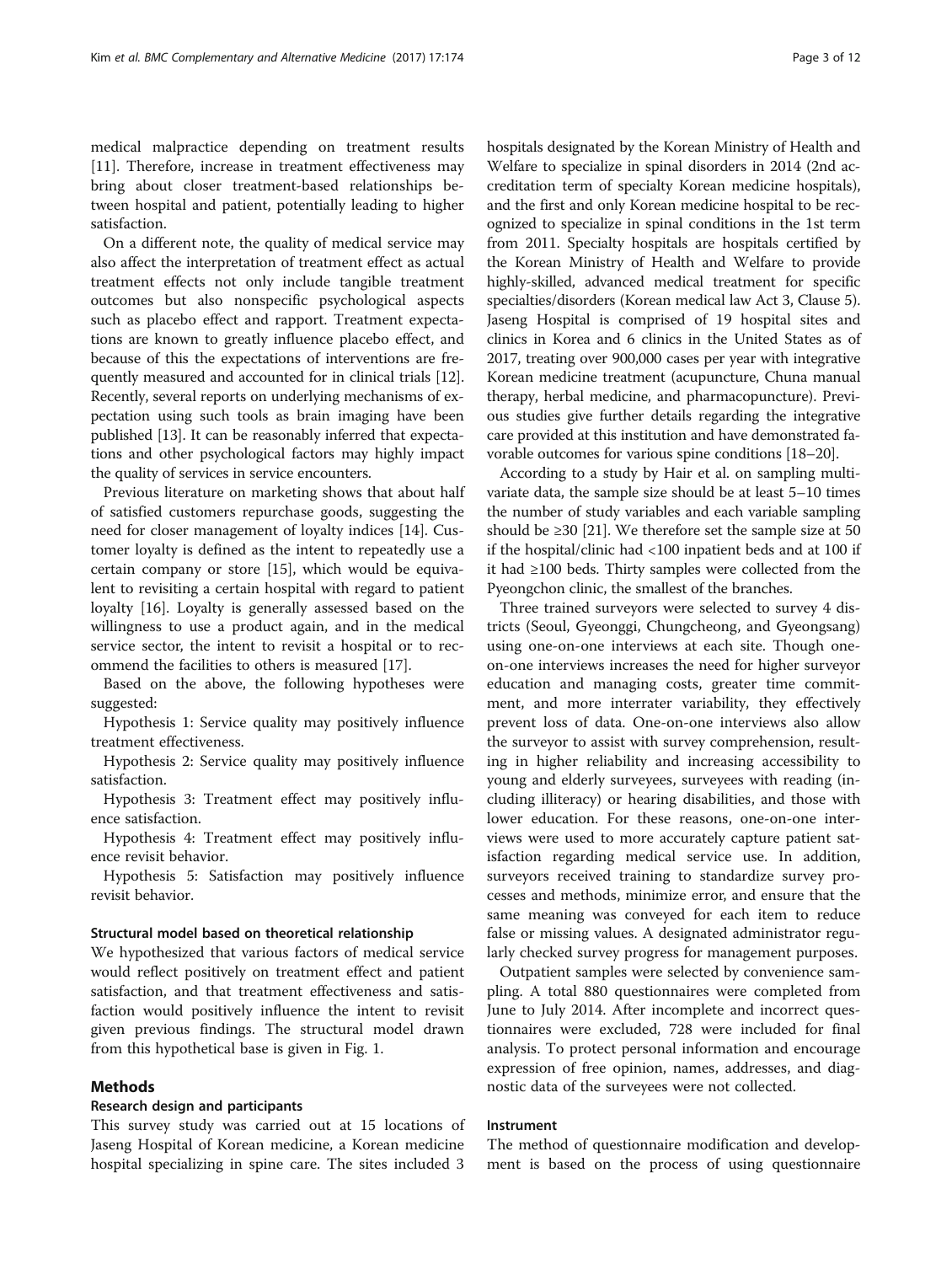medical malpractice depending on treatment results [11]. Therefore, increase in treatment effectiveness may bring about closer treatment-based relationships between hospital and patient, potentially leading to higher satisfaction.

On a different note, the quality of medical service may also affect the interpretation of treatment effect as actual treatment effects not only include tangible treatment outcomes but also nonspecific psychological aspects such as placebo effect and rapport. Treatment expectations are known to greatly influence placebo effect, and because of this the expectations of interventions are frequently measured and accounted for in clinical trials [12]. Recently, several reports on underlying mechanisms of expectation using such tools as brain imaging have been published [13]. It can be reasonably inferred that expectations and other psychological factors may highly impact the quality of services in service encounters.

Previous literature on marketing shows that about half of satisfied customers repurchase goods, suggesting the need for closer management of loyalty indices [14]. Customer loyalty is defined as the intent to repeatedly use a certain company or store [15], which would be equivalent to revisiting a certain hospital with regard to patient loyalty [16]. Loyalty is generally assessed based on the willingness to use a product again, and in the medical service sector, the intent to revisit a hospital or to recommend the facilities to others is measured [17].

Based on the above, the following hypotheses were suggested:

Hypothesis 1: Service quality may positively influence treatment effectiveness.

Hypothesis 2: Service quality may positively influence satisfaction.

Hypothesis 3: Treatment effect may positively influence satisfaction.

Hypothesis 4: Treatment effect may positively influence revisit behavior.

Hypothesis 5: Satisfaction may positively influence revisit behavior.

### Structural model based on theoretical relationship

We hypothesized that various factors of medical service would reflect positively on treatment effect and patient satisfaction, and that treatment effectiveness and satisfaction would positively influence the intent to revisit given previous findings. The structural model drawn from this hypothetical base is given in Fig. 1.

## Methods

### Research design and participants

This survey study was carried out at 15 locations of Jaseng Hospital of Korean medicine, a Korean medicine hospital specializing in spine care. The sites included 3 hospitals designated by the Korean Ministry of Health and Welfare to specialize in spinal disorders in 2014 (2nd accreditation term of specialty Korean medicine hospitals), and the first and only Korean medicine hospital to be recognized to specialize in spinal conditions in the 1st term from 2011. Specialty hospitals are hospitals certified by the Korean Ministry of Health and Welfare to provide highly-skilled, advanced medical treatment for specific specialties/disorders (Korean medical law Act 3, Clause 5). Jaseng Hospital is comprised of 19 hospital sites and clinics in Korea and 6 clinics in the United States as of 2017, treating over 900,000 cases per year with integrative Korean medicine treatment (acupuncture, Chuna manual therapy, herbal medicine, and pharmacopuncture). Previous studies give further details regarding the integrative care provided at this institution and have demonstrated favorable outcomes for various spine conditions [18–20].

According to a study by Hair et al. on sampling multivariate data, the sample size should be at least 5–10 times the number of study variables and each variable sampling should be ≥30 [21]. We therefore set the sample size at 50 if the hospital/clinic had <100 inpatient beds and at 100 if it had ≥100 beds. Thirty samples were collected from the Pyeongchon clinic, the smallest of the branches.

Three trained surveyors were selected to survey 4 districts (Seoul, Gyeonggi, Chungcheong, and Gyeongsang) using one-on-one interviews at each site. Though one-on-one interviews increases the need for higher surveyor education and managing costs, greater time commitment, and more interrater variability, they effectively prevent loss of data. One-on-one interviews also allow the surveyor to assist with survey comprehension, resulting in higher reliability and increasing accessibility to young and elderly surveyees, surveyees with reading (including illiteracy) or hearing disabilities, and those with lower education. For these reasons, one-on-one interviews were used to more accurately capture patient satisfaction regarding medical service use. In addition, surveyors received training to standardize survey processes and methods, minimize error, and ensure that the same meaning was conveyed for each item to reduce false or missing values. A designated administrator regularly checked survey progress for management purposes.

Outpatient samples were selected by convenience sampling. A total 880 questionnaires were completed from June to July 2014. After incomplete and incorrect questionnaires were excluded, 728 were included for final analysis. To protect personal information and encourage expression of free opinion, names, addresses, and diagnostic data of the surveyees were not collected.

### Instrument

The method of questionnaire modification and development is based on the process of using questionnaire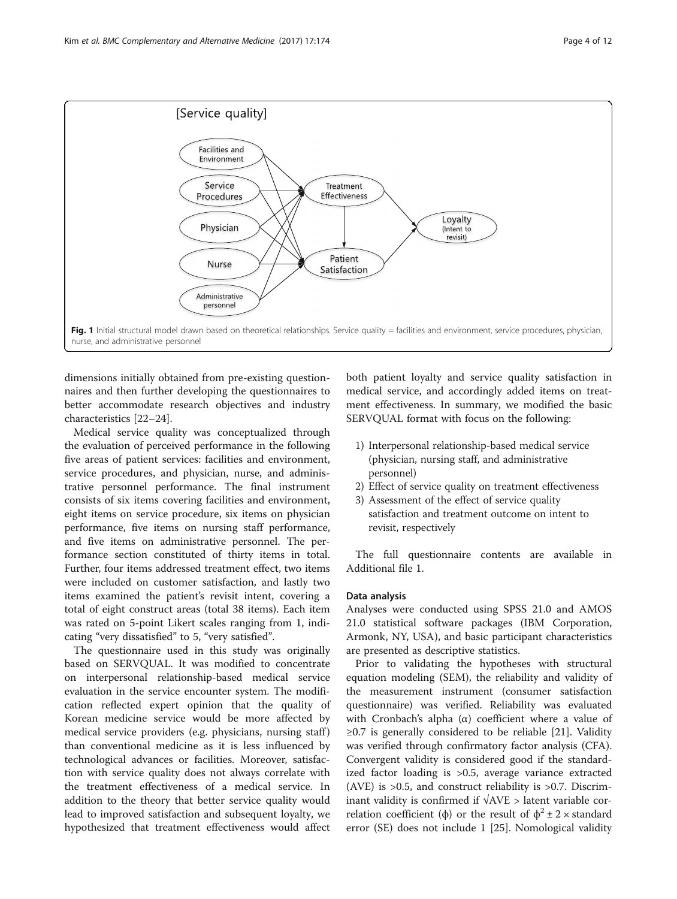Fig. 1 Initial structural model drawn based on theoretical relationships. Service quality = facilities and environment, service procedures, physician, nurse, and administrative personnel

dimensions initially obtained from pre-existing questionnaires and then further developing the questionnaires to better accommodate research objectives and industry characteristics [22–24].

Medical service quality was conceptualized through the evaluation of perceived performance in the following five areas of patient services: facilities and environment, service procedures, and physician, nurse, and administrative personnel performance. The final instrument consists of six items covering facilities and environment, eight items on service procedure, six items on physician performance, five items on nursing staff performance, and five items on administrative personnel. The performance section constituted of thirty items in total. Further, four items addressed treatment effect, two items were included on customer satisfaction, and lastly two items examined the patient's revisit intent, covering a total of eight construct areas (total 38 items). Each item was rated on 5-point Likert scales ranging from 1, indicating "very dissatisfied" to 5, "very satisfied".

The questionnaire used in this study was originally based on SERVQUAL. It was modified to concentrate on interpersonal relationship-based medical service evaluation in the service encounter system. The modification reflected expert opinion that the quality of Korean medicine service would be more affected by medical service providers (e.g. physicians, nursing staff) than conventional medicine as it is less influenced by technological advances or facilities. Moreover, satisfaction with service quality does not always correlate with the treatment effectiveness of a medical service. In addition to the theory that better service quality would lead to improved satisfaction and subsequent loyalty, we hypothesized that treatment effectiveness would affect both patient loyalty and service quality satisfaction in medical service, and accordingly added items on treatment effectiveness. In summary, we modified the basic SERVQUAL format with focus on the following:

1) Interpersonal relationship-based medical service (physician, nursing staff, and administrative personnel)
2) Effect of service quality on treatment effectiveness
3) Assessment of the effect of service quality satisfaction and treatment outcome on intent to revisit, respectively

The full questionnaire contents are available in Additional file 1.

### Data analysis

Analyses were conducted using SPSS 21.0 and AMOS 21.0 statistical software packages (IBM Corporation, Armonk, NY, USA), and basic participant characteristics are presented as descriptive statistics.

Prior to validating the hypotheses with structural equation modeling (SEM), the reliability and validity of the measurement instrument (consumer satisfaction questionnaire) was verified. Reliability was evaluated with Cronbach's alpha ($\alpha$) coefficient where a value of $\geq 0.7$ is generally considered to be reliable [21]. Validity was verified through confirmatory factor analysis (CFA). Convergent validity is considered good if the standardized factor loading is >0.5, average variance extracted (AVE) is >0.5, and construct reliability is >0.7. Discriminant validity is confirmed if $\sqrt{AVE}$ > latent variable correlation coefficient ($\phi$) or the result of $\phi^2 \pm 2 \times$ standard error (SE) does not include 1 [25]. Nomological validity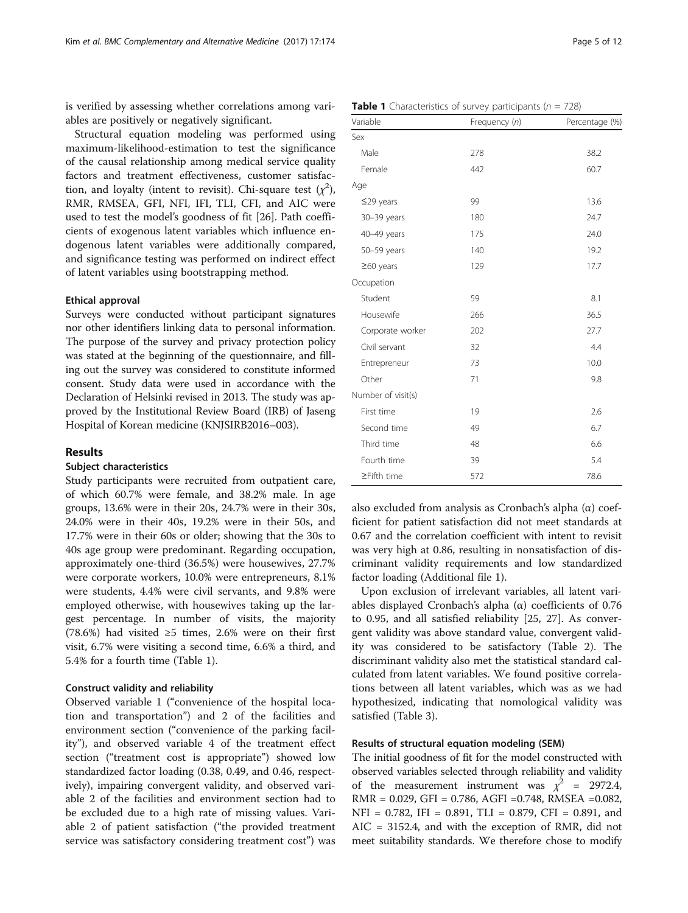is verified by assessing whether correlations among variables are positively or negatively significant.

Structural equation modeling was performed using maximum-likelihood-estimation to test the significance of the causal relationship among medical service quality factors and treatment effectiveness, customer satisfaction, and loyalty (intent to revisit). Chi-square test ($\chi^2$), RMR, RMSEA, GFI, NFI, IFI, TLI, CFI, and AIC were used to test the model's goodness of fit [26]. Path coefficients of exogenous latent variables which influence endogenous latent variables were additionally compared, and significance testing was performed on indirect effect of latent variables using bootstrapping method.

#### Ethical approval

Surveys were conducted without participant signatures nor other identifiers linking data to personal information. The purpose of the survey and privacy protection policy was stated at the beginning of the questionnaire, and filling out the survey was considered to constitute informed consent. Study data were used in accordance with the Declaration of Helsinki revised in 2013. The study was approved by the Institutional Review Board (IRB) of Jaseng Hospital of Korean medicine (KNJSIRB2016–003).

## Results

### Subject characteristics

Study participants were recruited from outpatient care, of which 60.7% were female, and 38.2% male. In age groups, 13.6% were in their 20s, 24.7% were in their 30s, 24.0% were in their 40s, 19.2% were in their 50s, and 17.7% were in their 60s or older; showing that the 30s to 40s age group were predominant. Regarding occupation, approximately one-third (36.5%) were housewives, 27.7% were corporate workers, 10.0% were entrepreneurs, 8.1% were students, 4.4% were civil servants, and 9.8% were employed otherwise, with housewives taking up the largest percentage. In number of visits, the majority (78.6%) had visited ≥5 times, 2.6% were on their first visit, 6.7% were visiting a second time, 6.6% a third, and 5.4% for a fourth time (Table 1).

**Table 1** Characteristics of survey participants ($n$ = 728)

| Variable | Frequency ($n$) | Percentage (%) |
|---|---|---|
| Sex | | |
| Male | 278 | 38.2 |
| Female | 442 | 60.7 |
| Age | | |
| ≤29 years | 99 | 13.6 |
| 30–39 years | 180 | 24.7 |
| 40–49 years | 175 | 24.0 |
| 50–59 years | 140 | 19.2 |
| ≥60 years | 129 | 17.7 |
| Occupation | | |
| Student | 59 | 8.1 |
| Housewife | 266 | 36.5 |
| Corporate worker | 202 | 27.7 |
| Civil servant | 32 | 4.4 |
| Entrepreneur | 73 | 10.0 |
| Other | 71 | 9.8 |
| Number of visit(s) | | |
| First time | 19 | 2.6 |
| Second time | 49 | 6.7 |
| Third time | 48 | 6.6 |
| Fourth time | 39 | 5.4 |
| ≥Fifth time | 572 | 78.6 |

### Construct validity and reliability

Observed variable 1 ("convenience of the hospital location and transportation") and 2 of the facilities and environment section ("convenience of the parking facility"), and observed variable 4 of the treatment effect section ("treatment cost is appropriate") showed low standardized factor loading (0.38, 0.49, and 0.46, respectively), impairing convergent validity, and observed variable 2 of the facilities and environment section had to be excluded due to a high rate of missing values. Variable 2 of patient satisfaction ("the provided treatment service was satisfactory considering treatment cost") was also excluded from analysis as Cronbach's alpha (α) coefficient for patient satisfaction did not meet standards at 0.67 and the correlation coefficient with intent to revisit was very high at 0.86, resulting in nonsatisfaction of discriminant validity requirements and low standardized factor loading (Additional file 1).

Upon exclusion of irrelevant variables, all latent variables displayed Cronbach's alpha (α) coefficients of 0.76 to 0.95, and all satisfied reliability [25, 27]. As convergent validity was above standard value, convergent validity was considered to be satisfactory (Table 2). The discriminant validity also met the statistical standard calculated from latent variables. We found positive correlations between all latent variables, which was as we had hypothesized, indicating that nomological validity was satisfied (Table 3).

### Results of structural equation modeling (SEM)

The initial goodness of fit for the model constructed with observed variables selected through reliability and validity of the measurement instrument was $\chi^2$ = 2972.4, RMR = 0.029, GFI = 0.786, AGFI =0.748, RMSEA =0.082, NFI = 0.782, IFI = 0.891, TLI = 0.879, CFI = 0.891, and AIC = 3152.4, and with the exception of RMR, did not meet suitability standards. We therefore chose to modify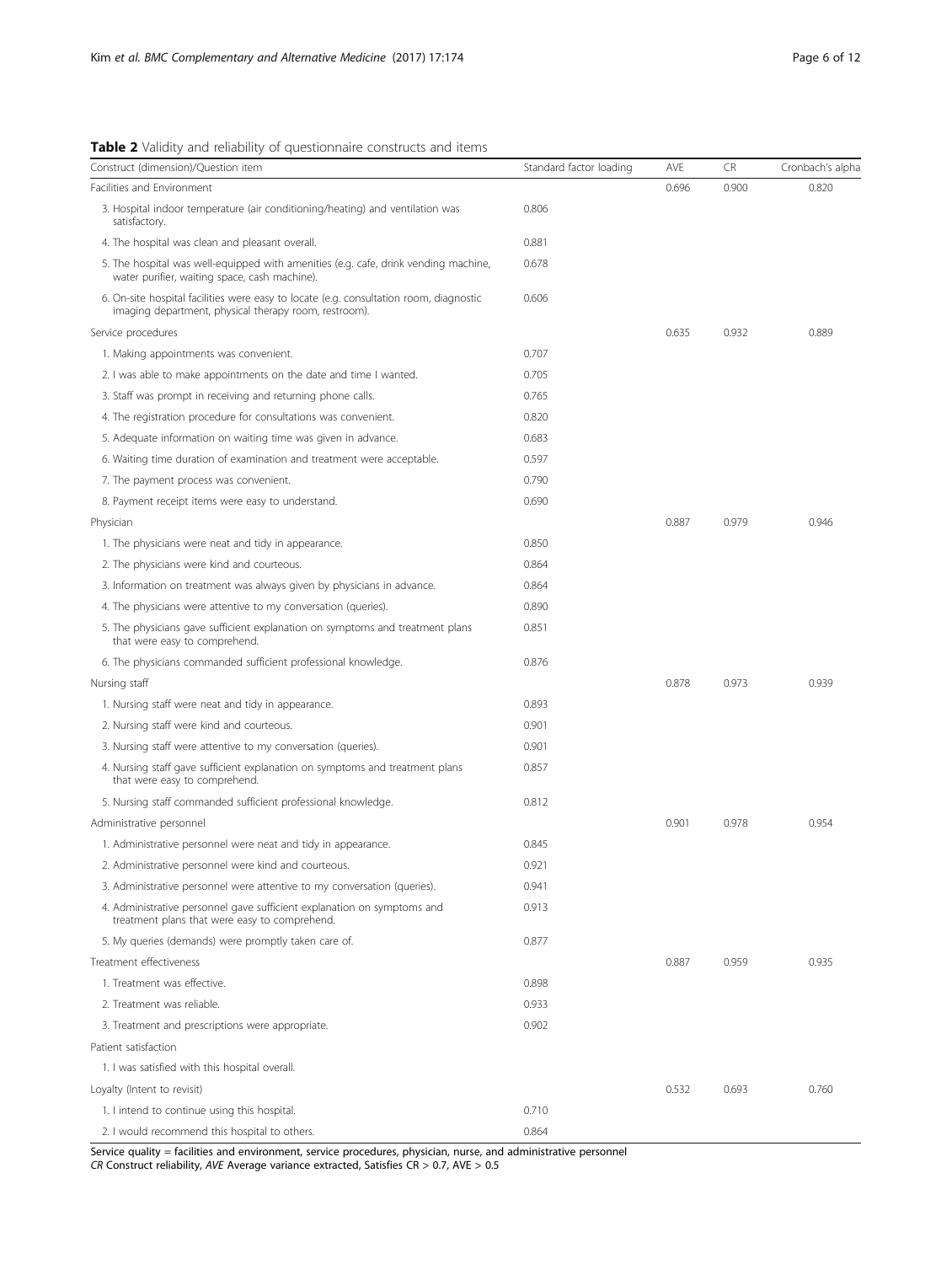**Table 2** Validity and reliability of questionnaire constructs and items

| Construct (dimension)/Question item | Standard factor loading | AVE | CR | Cronbach's alpha |
|---|---|---|---|---|
| Facilities and Environment | | 0.696 | 0.900 | 0.820 |
| 3. Hospital indoor temperature (air conditioning/heating) and ventilation was satisfactory. | 0.806 | | | |
| 4. The hospital was clean and pleasant overall. | 0.881 | | | |
| 5. The hospital was well-equipped with amenities (e.g. cafe, drink vending machine, water purifier, waiting space, cash machine). | 0.678 | | | |
| 6. On-site hospital facilities were easy to locate (e.g. consultation room, diagnostic imaging department, physical therapy room, restroom). | 0.606 | | | |
| Service procedures | | 0.635 | 0.932 | 0.889 |
| 1. Making appointments was convenient. | 0.707 | | | |
| 2. I was able to make appointments on the date and time I wanted. | 0.705 | | | |
| 3. Staff was prompt in receiving and returning phone calls. | 0.765 | | | |
| 4. The registration procedure for consultations was convenient. | 0.820 | | | |
| 5. Adequate information on waiting time was given in advance. | 0.683 | | | |
| 6. Waiting time duration of examination and treatment were acceptable. | 0.597 | | | |
| 7. The payment process was convenient. | 0.790 | | | |
| 8. Payment receipt items were easy to understand. | 0.690 | | | |
| Physician | | 0.887 | 0.979 | 0.946 |
| 1. The physicians were neat and tidy in appearance. | 0.850 | | | |
| 2. The physicians were kind and courteous. | 0.864 | | | |
| 3. Information on treatment was always given by physicians in advance. | 0.864 | | | |
| 4. The physicians were attentive to my conversation (queries). | 0.890 | | | |
| 5. The physicians gave sufficient explanation on symptoms and treatment plans that were easy to comprehend. | 0.851 | | | |
| 6. The physicians commanded sufficient professional knowledge. | 0.876 | | | |
| Nursing staff | | 0.878 | 0.973 | 0.939 |
| 1. Nursing staff were neat and tidy in appearance. | 0.893 | | | |
| 2. Nursing staff were kind and courteous. | 0.901 | | | |
| 3. Nursing staff were attentive to my conversation (queries). | 0.901 | | | |
| 4. Nursing staff gave sufficient explanation on symptoms and treatment plans that were easy to comprehend. | 0.857 | | | |
| 5. Nursing staff commanded sufficient professional knowledge. | 0.812 | | | |
| Administrative personnel | | 0.901 | 0.978 | 0.954 |
| 1. Administrative personnel were neat and tidy in appearance. | 0.845 | | | |
| 2. Administrative personnel were kind and courteous. | 0.921 | | | |
| 3. Administrative personnel were attentive to my conversation (queries). | 0.941 | | | |
| 4. Administrative personnel gave sufficient explanation on symptoms and treatment plans that were easy to comprehend. | 0.913 | | | |
| 5. My queries (demands) were promptly taken care of. | 0.877 | | | |
| Treatment effectiveness | | 0.887 | 0.959 | 0.935 |
| 1. Treatment was effective. | 0.898 | | | |
| 2. Treatment was reliable. | 0.933 | | | |
| 3. Treatment and prescriptions were appropriate. | 0.902 | | | |
| Patient satisfaction | | | | |
| 1. I was satisfied with this hospital overall. | | | | |
| Loyalty (Intent to revisit) | | 0.532 | 0.693 | 0.760 |
| 1. I intend to continue using this hospital. | 0.710 | | | |
| 2. I would recommend this hospital to others. | 0.864 | | | |

Service quality = facilities and environment, service procedures, physician, nurse, and administrative personnel
*CR* Construct reliability, *AVE* Average variance extracted, Satisfies CR > 0.7, AVE > 0.5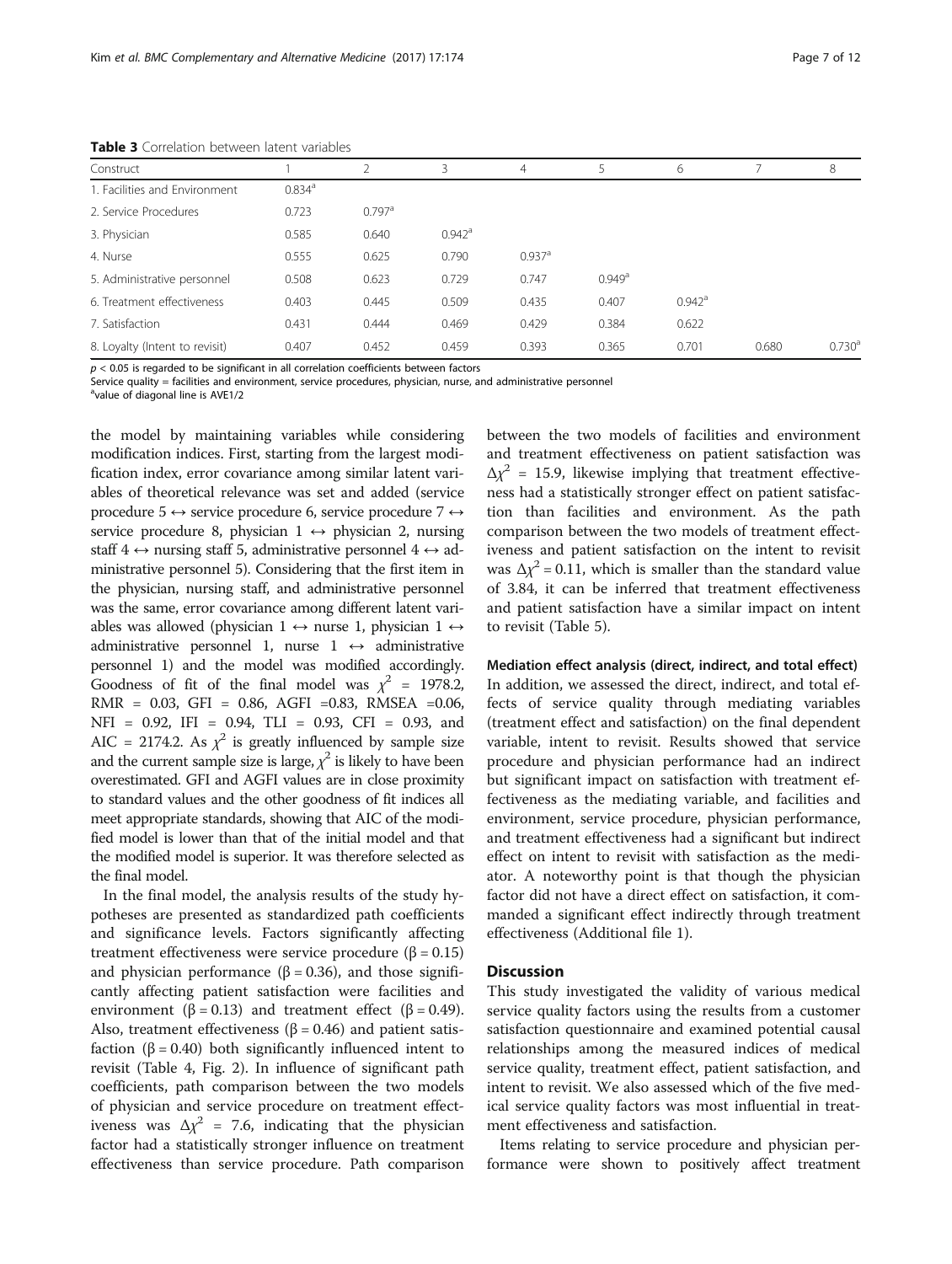**Table 3** Correlation between latent variables

| Construct | 1 | 2 | 3 | 4 | 5 | 6 | 7 | 8 |
|---|---|---|---|---|---|---|---|---|
| 1. Facilities and Environment | 0.834[a] | | | | | | | |
| 2. Service Procedures | 0.723 | 0.797[a] | | | | | | |
| 3. Physician | 0.585 | 0.640 | 0.942[a] | | | | | |
| 4. Nurse | 0.555 | 0.625 | 0.790 | 0.937[a] | | | | |
| 5. Administrative personnel | 0.508 | 0.623 | 0.729 | 0.747 | 0.949[a] | | | |
| 6. Treatment effectiveness | 0.403 | 0.445 | 0.509 | 0.435 | 0.407 | 0.942[a] | | |
| 7. Satisfaction | 0.431 | 0.444 | 0.469 | 0.429 | 0.384 | 0.622 | | |
| 8. Loyalty (Intent to revisit) | 0.407 | 0.452 | 0.459 | 0.393 | 0.365 | 0.701 | 0.680 | 0.730[a] |

$p < 0.05$ is regarded to be significant in all correlation coefficients between factors
Service quality = facilities and environment, service procedures, physician, nurse, and administrative personnel
[a]value of diagonal line is $AVE^{1/2}$

the model by maintaining variables while considering modification indices. First, starting from the largest modification index, error covariance among similar latent variables of theoretical relevance was set and added (service procedure 5 ↔ service procedure 6, service procedure 7 ↔ service procedure 8, physician 1 ↔ physician 2, nursing staff 4 ↔ nursing staff 5, administrative personnel 4 ↔ administrative personnel 5). Considering that the first item in the physician, nursing staff, and administrative personnel was the same, error covariance among different latent variables was allowed (physician 1 ↔ nurse 1, physician 1 ↔ administrative personnel 1, nurse 1 ↔ administrative personnel 1) and the model was modified accordingly. Goodness of fit of the final model was $\chi^2$ = 1978.2, RMR = 0.03, GFI = 0.86, AGFI =0.83, RMSEA =0.06, NFI = 0.92, IFI = 0.94, TLI = 0.93, CFI = 0.93, and AIC = 2174.2. As $\chi^2$ is greatly influenced by sample size and the current sample size is large, $\chi^2$ is likely to have been overestimated. GFI and AGFI values are in close proximity to standard values and the other goodness of fit indices all meet appropriate standards, showing that AIC of the modified model is lower than that of the initial model and that the modified model is superior. It was therefore selected as the final model.

In the final model, the analysis results of the study hypotheses are presented as standardized path coefficients and significance levels. Factors significantly affecting treatment effectiveness were service procedure ($\beta$ = 0.15) and physician performance ($\beta$ = 0.36), and those significantly affecting patient satisfaction were facilities and environment ($\beta$ = 0.13) and treatment effect ($\beta$ = 0.49). Also, treatment effectiveness ($\beta$ = 0.46) and patient satisfaction ($\beta$ = 0.40) both significantly influenced intent to revisit (Table 4, Fig. 2). In influence of significant path coefficients, path comparison between the two models of physician and service procedure on treatment effectiveness was $\Delta\chi^2$ = 7.6, indicating that the physician factor had a statistically stronger influence on treatment effectiveness than service procedure. Path comparison between the two models of facilities and environment and treatment effectiveness on patient satisfaction was $\Delta\chi^2$ = 15.9, likewise implying that treatment effectiveness had a statistically stronger effect on patient satisfaction than facilities and environment. As the path comparison between the two models of treatment effectiveness and patient satisfaction on the intent to revisit was $\Delta\chi^2$ = 0.11, which is smaller than the standard value of 3.84, it can be inferred that treatment effectiveness and patient satisfaction have a similar impact on intent to revisit (Table 5).

#### Mediation effect analysis (direct, indirect, and total effect)

In addition, we assessed the direct, indirect, and total effects of service quality through mediating variables (treatment effect and satisfaction) on the final dependent variable, intent to revisit. Results showed that service procedure and physician performance had an indirect but significant impact on satisfaction with treatment effectiveness as the mediating variable, and facilities and environment, service procedure, physician performance, and treatment effectiveness had a significant but indirect effect on intent to revisit with satisfaction as the mediator. A noteworthy point is that though the physician factor did not have a direct effect on satisfaction, it commanded a significant effect indirectly through treatment effectiveness (Additional file 1).

## Discussion

This study investigated the validity of various medical service quality factors using the results from a customer satisfaction questionnaire and examined potential causal relationships among the measured indices of medical service quality, treatment effect, patient satisfaction, and intent to revisit. We also assessed which of the five medical service quality factors was most influential in treatment effectiveness and satisfaction.

Items relating to service procedure and physician performance were shown to positively affect treatment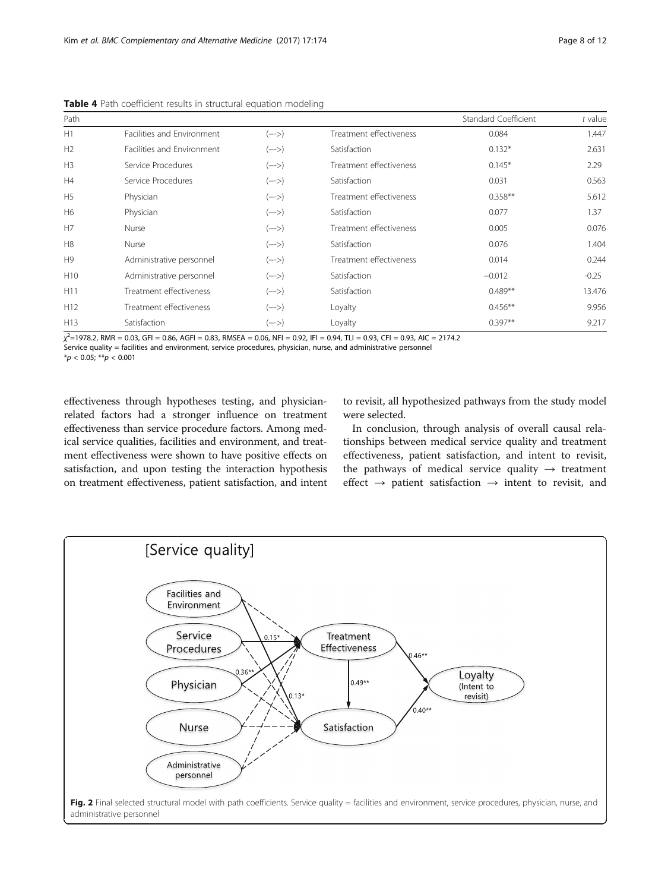**Table 4** Path coefficient results in structural equation modeling

| Path | | | | Standard Coefficient | *t* value |
|---|---|---|---|---|---|
| H1 | Facilities and Environment | (-->) | Treatment effectiveness | 0.084 | 1.447 |
| H2 | Facilities and Environment | (-->) | Satisfaction | 0.132* | 2.631 |
| H3 | Service Procedures | (-->) | Treatment effectiveness | 0.145* | 2.29 |
| H4 | Service Procedures | (-->) | Satisfaction | 0.031 | 0.563 |
| H5 | Physician | (-->) | Treatment effectiveness | 0.358** | 5.612 |
| H6 | Physician | (-->) | Satisfaction | 0.077 | 1.37 |
| H7 | Nurse | (-->) | Treatment effectiveness | 0.005 | 0.076 |
| H8 | Nurse | (-->) | Satisfaction | 0.076 | 1.404 |
| H9 | Administrative personnel | (-->) | Treatment effectiveness | 0.014 | 0.244 |
| H10 | Administrative personnel | (-->) | Satisfaction | −0.012 | -0.25 |
| H11 | Treatment effectiveness | (-->) | Satisfaction | 0.489** | 13.476 |
| H12 | Treatment effectiveness | (-->) | Loyalty | 0.456** | 9.956 |
| H13 | Satisfaction | (-->) | Loyalty | 0.397** | 9.217 |

$\chi^2$=1978.2, RMR = 0.03, GFI = 0.86, AGFI = 0.83, RMSEA = 0.06, NFI = 0.92, IFI = 0.94, TLI = 0.93, CFI = 0.93, AIC = 2174.2
Service quality = facilities and environment, service procedures, physician, nurse, and administrative personnel
*$p < 0.05$; **$p < 0.001$

effectiveness through hypotheses testing, and physician-related factors had a stronger influence on treatment effectiveness than service procedure factors. Among medical service qualities, facilities and environment, and treatment effectiveness were shown to have positive effects on satisfaction, and upon testing the interaction hypothesis on treatment effectiveness, patient satisfaction, and intent to revisit, all hypothesized pathways from the study model were selected.

In conclusion, through analysis of overall causal relationships between medical service quality and treatment effectiveness, patient satisfaction, and intent to revisit, the pathways of medical service quality → treatment effect → patient satisfaction → intent to revisit, and

**Fig. 2** Final selected structural model with path coefficients. Service quality = facilities and environment, service procedures, physician, nurse, and administrative personnel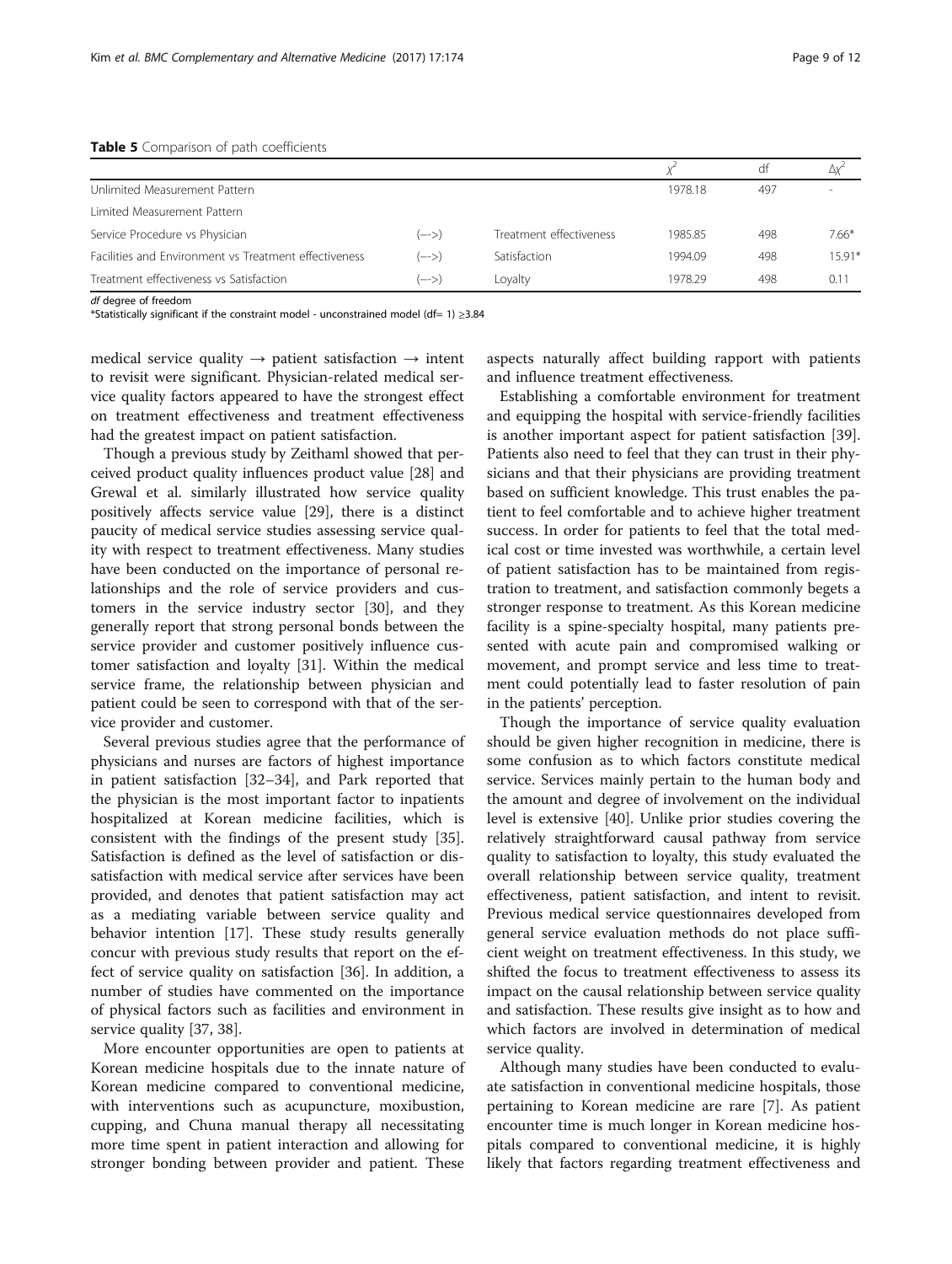**Table 5** Comparison of path coefficients

| | | | $\chi^2$ | df | $\Delta\chi^2$ |
|---|---|---|---|---|---|
| Unlimited Measurement Pattern | | | 1978.18 | 497 | - |
| Limited Measurement Pattern | | | | | |
| Service Procedure vs Physician | (-->) | Treatment effectiveness | 1985.85 | 498 | 7.66* |
| Facilities and Environment vs Treatment effectiveness | (-->) | Satisfaction | 1994.09 | 498 | 15.91* |
| Treatment effectiveness vs Satisfaction | (-->) | Loyalty | 1978.29 | 498 | 0.11 |

*df* degree of freedom
*Statistically significant if the constraint model - unconstrained model (df= 1) ≥3.84

medical service quality → patient satisfaction → intent to revisit were significant. Physician-related medical service quality factors appeared to have the strongest effect on treatment effectiveness and treatment effectiveness had the greatest impact on patient satisfaction.

Though a previous study by Zeithaml showed that perceived product quality influences product value [28] and Grewal et al. similarly illustrated how service quality positively affects service value [29], there is a distinct paucity of medical service studies assessing service quality with respect to treatment effectiveness. Many studies have been conducted on the importance of personal relationships and the role of service providers and customers in the service industry sector [30], and they generally report that strong personal bonds between the service provider and customer positively influence customer satisfaction and loyalty [31]. Within the medical service frame, the relationship between physician and patient could be seen to correspond with that of the service provider and customer.

Several previous studies agree that the performance of physicians and nurses are factors of highest importance in patient satisfaction [32–34], and Park reported that the physician is the most important factor to inpatients hospitalized at Korean medicine facilities, which is consistent with the findings of the present study [35]. Satisfaction is defined as the level of satisfaction or dissatisfaction with medical service after services have been provided, and denotes that patient satisfaction may act as a mediating variable between service quality and behavior intention [17]. These study results generally concur with previous study results that report on the effect of service quality on satisfaction [36]. In addition, a number of studies have commented on the importance of physical factors such as facilities and environment in service quality [37, 38].

More encounter opportunities are open to patients at Korean medicine hospitals due to the innate nature of Korean medicine compared to conventional medicine, with interventions such as acupuncture, moxibustion, cupping, and Chuna manual therapy all necessitating more time spent in patient interaction and allowing for stronger bonding between provider and patient. These aspects naturally affect building rapport with patients and influence treatment effectiveness.

Establishing a comfortable environment for treatment and equipping the hospital with service-friendly facilities is another important aspect for patient satisfaction [39]. Patients also need to feel that they can trust in their physicians and that their physicians are providing treatment based on sufficient knowledge. This trust enables the patient to feel comfortable and to achieve higher treatment success. In order for patients to feel that the total medical cost or time invested was worthwhile, a certain level of patient satisfaction has to be maintained from registration to treatment, and satisfaction commonly begets a stronger response to treatment. As this Korean medicine facility is a spine-specialty hospital, many patients presented with acute pain and compromised walking or movement, and prompt service and less time to treatment could potentially lead to faster resolution of pain in the patients' perception.

Though the importance of service quality evaluation should be given higher recognition in medicine, there is some confusion as to which factors constitute medical service. Services mainly pertain to the human body and the amount and degree of involvement on the individual level is extensive [40]. Unlike prior studies covering the relatively straightforward causal pathway from service quality to satisfaction to loyalty, this study evaluated the overall relationship between service quality, treatment effectiveness, patient satisfaction, and intent to revisit. Previous medical service questionnaires developed from general service evaluation methods do not place sufficient weight on treatment effectiveness. In this study, we shifted the focus to treatment effectiveness to assess its impact on the causal relationship between service quality and satisfaction. These results give insight as to how and which factors are involved in determination of medical service quality.

Although many studies have been conducted to evaluate satisfaction in conventional medicine hospitals, those pertaining to Korean medicine are rare [7]. As patient encounter time is much longer in Korean medicine hospitals compared to conventional medicine, it is highly likely that factors regarding treatment effectiveness and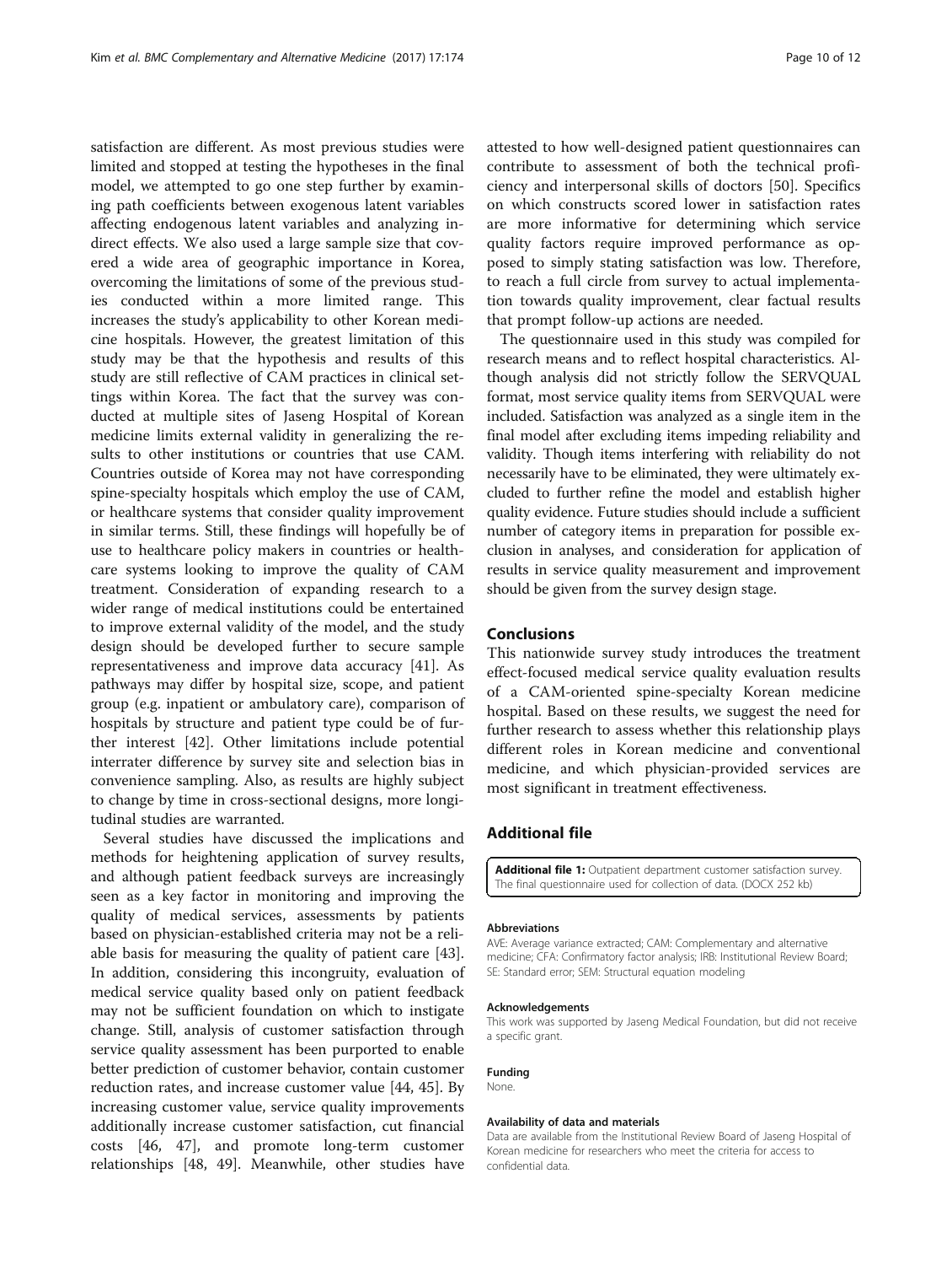satisfaction are different. As most previous studies were limited and stopped at testing the hypotheses in the final model, we attempted to go one step further by examining path coefficients between exogenous latent variables affecting endogenous latent variables and analyzing indirect effects. We also used a large sample size that covered a wide area of geographic importance in Korea, overcoming the limitations of some of the previous studies conducted within a more limited range. This increases the study's applicability to other Korean medicine hospitals. However, the greatest limitation of this study may be that the hypothesis and results of this study are still reflective of CAM practices in clinical settings within Korea. The fact that the survey was conducted at multiple sites of Jaseng Hospital of Korean medicine limits external validity in generalizing the results to other institutions or countries that use CAM. Countries outside of Korea may not have corresponding spine-specialty hospitals which employ the use of CAM, or healthcare systems that consider quality improvement in similar terms. Still, these findings will hopefully be of use to healthcare policy makers in countries or healthcare systems looking to improve the quality of CAM treatment. Consideration of expanding research to a wider range of medical institutions could be entertained to improve external validity of the model, and the study design should be developed further to secure sample representativeness and improve data accuracy [41]. As pathways may differ by hospital size, scope, and patient group (e.g. inpatient or ambulatory care), comparison of hospitals by structure and patient type could be of further interest [42]. Other limitations include potential interrater difference by survey site and selection bias in convenience sampling. Also, as results are highly subject to change by time in cross-sectional designs, more longitudinal studies are warranted.

Several studies have discussed the implications and methods for heightening application of survey results, and although patient feedback surveys are increasingly seen as a key factor in monitoring and improving the quality of medical services, assessments by patients based on physician-established criteria may not be a reliable basis for measuring the quality of patient care [43]. In addition, considering this incongruity, evaluation of medical service quality based only on patient feedback may not be sufficient foundation on which to instigate change. Still, analysis of customer satisfaction through service quality assessment has been purported to enable better prediction of customer behavior, contain customer reduction rates, and increase customer value [44, 45]. By increasing customer value, service quality improvements additionally increase customer satisfaction, cut financial costs [46, 47], and promote long-term customer relationships [48, 49]. Meanwhile, other studies have attested to how well-designed patient questionnaires can contribute to assessment of both the technical proficiency and interpersonal skills of doctors [50]. Specifics on which constructs scored lower in satisfaction rates are more informative for determining which service quality factors require improved performance as opposed to simply stating satisfaction was low. Therefore, to reach a full circle from survey to actual implementation towards quality improvement, clear factual results that prompt follow-up actions are needed.

The questionnaire used in this study was compiled for research means and to reflect hospital characteristics. Although analysis did not strictly follow the SERVQUAL format, most service quality items from SERVQUAL were included. Satisfaction was analyzed as a single item in the final model after excluding items impeding reliability and validity. Though items interfering with reliability do not necessarily have to be eliminated, they were ultimately excluded to further refine the model and establish higher quality evidence. Future studies should include a sufficient number of category items in preparation for possible exclusion in analyses, and consideration for application of results in service quality measurement and improvement should be given from the survey design stage.

## Conclusions

This nationwide survey study introduces the treatment effect-focused medical service quality evaluation results of a CAM-oriented spine-specialty Korean medicine hospital. Based on these results, we suggest the need for further research to assess whether this relationship plays different roles in Korean medicine and conventional medicine, and which physician-provided services are most significant in treatment effectiveness.

## Additional file

**Additional file 1:** Outpatient department customer satisfaction survey. The final questionnaire used for collection of data. (DOCX 252 kb)

#### Abbreviations

AVE: Average variance extracted; CAM: Complementary and alternative medicine; CFA: Confirmatory factor analysis; IRB: Institutional Review Board; SE: Standard error; SEM: Structural equation modeling

#### Acknowledgements

This work was supported by Jaseng Medical Foundation, but did not receive a specific grant.

#### Funding

None.

#### Availability of data and materials

Data are available from the Institutional Review Board of Jaseng Hospital of Korean medicine for researchers who meet the criteria for access to confidential data.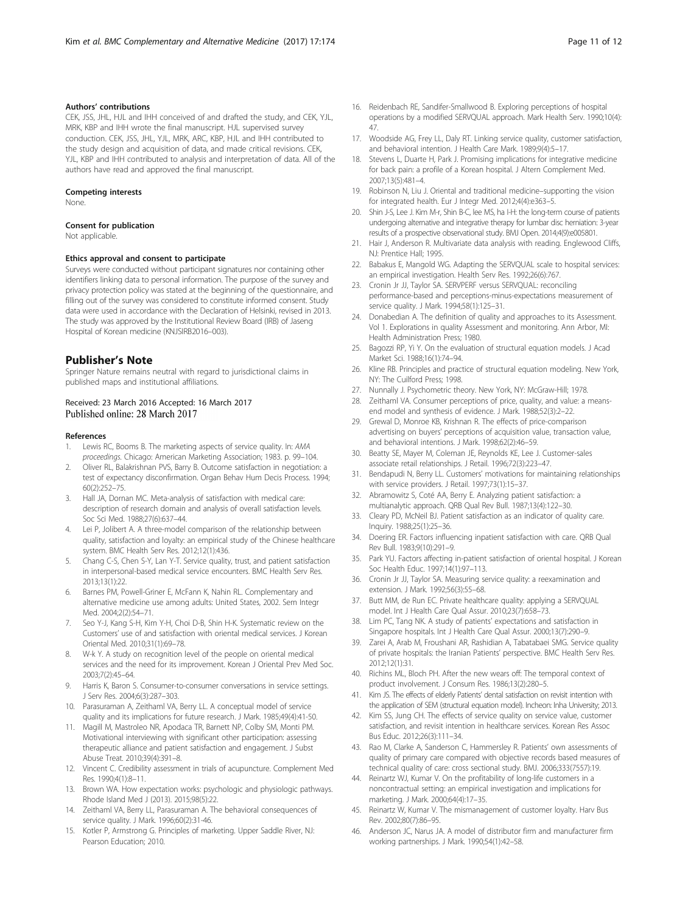#### Authors' contributions

CEK, JSS, JHL, HJL and IHH conceived of and drafted the study, and CEK, YJL, MRK, KBP and IHH wrote the final manuscript. HJL supervised survey conduction. CEK, JSS, JHL, YJL, MRK, ARC, KBP, HJL and IHH contributed to the study design and acquisition of data, and made critical revisions. CEK, YJL, KBP and IHH contributed to analysis and interpretation of data. All of the authors have read and approved the final manuscript.

#### Competing interests

None.

#### Consent for publication

Not applicable.

#### Ethics approval and consent to participate

Surveys were conducted without participant signatures nor containing other identifiers linking data to personal information. The purpose of the survey and privacy protection policy was stated at the beginning of the questionnaire, and filling out of the survey was considered to constitute informed consent. Study data were used in accordance with the Declaration of Helsinki, revised in 2013. The study was approved by the Institutional Review Board (IRB) of Jaseng Hospital of Korean medicine (KNJSIRB2016–003).

## Publisher's Note

Springer Nature remains neutral with regard to jurisdictional claims in published maps and institutional affiliations.

Received: 23 March 2016 Accepted: 16 March 2017
Published online: 28 March 2017

#### References

1. Lewis RC, Booms B. The marketing aspects of service quality. In: *AMA proceedings*. Chicago: American Marketing Association; 1983. p. 99–104.
2. Oliver RL, Balakrishnan PVS, Barry B. Outcome satisfaction in negotiation: a test of expectancy disconfirmation. Organ Behav Hum Decis Process. 1994; 60(2):252–75.
3. Hall JA, Dornan MC. Meta-analysis of satisfaction with medical care: description of research domain and analysis of overall satisfaction levels. Soc Sci Med. 1988;27(6):637–44.
4. Lei P, Jolibert A. A three-model comparison of the relationship between quality, satisfaction and loyalty: an empirical study of the Chinese healthcare system. BMC Health Serv Res. 2012;12(1):436.
5. Chang C-S, Chen S-Y, Lan Y-T. Service quality, trust, and patient satisfaction in interpersonal-based medical service encounters. BMC Health Serv Res. 2013;13(1):22.
6. Barnes PM, Powell-Griner E, McFann K, Nahin RL. Complementary and alternative medicine use among adults: United States, 2002. Sem Integr Med. 2004;2(2):54–71.
7. Seo Y-J, Kang S-H, Kim Y-H, Choi D-B, Shin H-K. Systematic review on the Customers' use of and satisfaction with oriental medical services. J Korean Oriental Med. 2010;31(1):69–78.
8. W-k Y. A study on recognition level of the people on oriental medical services and the need for its improvement. Korean J Oriental Prev Med Soc. 2003;7(2):45–64.
9. Harris K, Baron S. Consumer-to-consumer conversations in service settings. J Serv Res. 2004;6(3):287–303.
10. Parasuraman A, Zeithaml VA, Berry LL. A conceptual model of service quality and its implications for future research. J Mark. 1985;49(4):41-50.
11. Magill M, Mastroleo NR, Apodaca TR, Barnett NP, Colby SM, Monti PM. Motivational interviewing with significant other participation: assessing therapeutic alliance and patient satisfaction and engagement. J Subst Abuse Treat. 2010;39(4):391–8.
12. Vincent C. Credibility assessment in trials of acupuncture. Complement Med Res. 1990;4(1):8–11.
13. Brown WA. How expectation works: psychologic and physiologic pathways. Rhode Island Med J (2013). 2015;98(5):22.
14. Zeithaml VA, Berry LL, Parasuraman A. The behavioral consequences of service quality. J Mark. 1996;60(2):31-46.
15. Kotler P, Armstrong G. Principles of marketing. Upper Saddle River, NJ: Pearson Education; 2010.
16. Reidenbach RE, Sandifer-Smallwood B. Exploring perceptions of hospital operations by a modified SERVQUAL approach. Mark Health Serv. 1990;10(4): 47.
17. Woodside AG, Frey LL, Daly RT. Linking service quality, customer satisfaction, and behavioral intention. J Health Care Mark. 1989;9(4):5–17.
18. Stevens L, Duarte H, Park J. Promising implications for integrative medicine for back pain: a profile of a Korean hospital. J Altern Complement Med. 2007;13(5):481–4.
19. Robinson N, Liu J. Oriental and traditional medicine–supporting the vision for integrated health. Eur J Integr Med. 2012;4(4):e363–5.
20. Shin J-S, Lee J. Kim M-r, Shin B-C, lee MS, ha I-H: the long-term course of patients undergoing alternative and integrative therapy for lumbar disc herniation: 3-year results of a prospective observational study. BMJ Open. 2014;4(9):e005801.
21. Hair J, Anderson R. Multivariate data analysis with reading. Englewood Cliffs, NJ: Prentice Hall; 1995.
22. Babakus E, Mangold WG. Adapting the SERVQUAL scale to hospital services: an empirical investigation. Health Serv Res. 1992;26(6):767.
23. Cronin Jr JJ, Taylor SA. SERVPERF versus SERVQUAL: reconciling performance-based and perceptions-minus-expectations measurement of service quality. J Mark. 1994;58(1):125–31.
24. Donabedian A. The definition of quality and approaches to its Assessment. Vol 1. Explorations in quality Assessment and monitoring. Ann Arbor, MI: Health Administration Press; 1980.
25. Bagozzi RP, Yi Y. On the evaluation of structural equation models. J Acad Market Sci. 1988;16(1):74–94.
26. Kline RB. Principles and practice of structural equation modeling. New York, NY: The Cuilford Press; 1998.
27. Nunnally J. Psychometric theory. New York, NY: McGraw-Hill; 1978.
28. Zeithaml VA. Consumer perceptions of price, quality, and value: a means-end model and synthesis of evidence. J Mark. 1988;52(3):2–22.
29. Grewal D, Monroe KB, Krishnan R. The effects of price-comparison advertising on buyers' perceptions of acquisition value, transaction value, and behavioral intentions. J Mark. 1998;62(2):46–59.
30. Beatty SE, Mayer M, Coleman JE, Reynolds KE, Lee J. Customer-sales associate retail relationships. J Retail. 1996;72(3):223–47.
31. Bendapudi N, Berry LL. Customers' motivations for maintaining relationships with service providers. J Retail. 1997;73(1):15–37.
32. Abramowitz S, Coté AA, Berry E. Analyzing patient satisfaction: a multianalytic approach. QRB Qual Rev Bull. 1987;13(4):122–30.
33. Cleary PD, McNeil BJ. Patient satisfaction as an indicator of quality care. Inquiry. 1988;25(1):25–36.
34. Doering ER. Factors influencing inpatient satisfaction with care. QRB Qual Rev Bull. 1983;9(10):291–9.
35. Park YU. Factors affecting in-patient satisfaction of oriental hospital. J Korean Soc Health Educ. 1997;14(1):97–113.
36. Cronin Jr JJ, Taylor SA. Measuring service quality: a reexamination and extension. J Mark. 1992;56(3):55–68.
37. Butt MM, de Run EC. Private healthcare quality: applying a SERVQUAL model. Int J Health Care Qual Assur. 2010;23(7):658–73.
38. Lim PC, Tang NK. A study of patients' expectations and satisfaction in Singapore hospitals. Int J Health Care Qual Assur. 2000;13(7):290–9.
39. Zarei A, Arab M, Froushani AR, Rashidian A, Tabatabaei SMG. Service quality of private hospitals: the Iranian Patients' perspective. BMC Health Serv Res. 2012;12(1):31.
40. Richins ML, Bloch PH. After the new wears off: The temporal context of product involvement. J Consum Res. 1986;13(2):280–5.
41. Kim JS. The effects of elderly Patients' dental satisfaction on revisit intention with the application of SEM (structural equation model). Incheon: Inha University; 2013.
42. Kim SS, Jung CH. The effects of service quality on service value, customer satisfaction, and revisit intention in healthcare services. Korean Res Assoc Bus Educ. 2012;26(3):111–34.
43. Rao M, Clarke A, Sanderson C, Hammersley R. Patients' own assessments of quality of primary care compared with objective records based measures of technical quality of care: cross sectional study. BMJ. 2006;333(7557):19.
44. Reinartz WJ, Kumar V. On the profitability of long-life customers in a noncontractual setting: an empirical investigation and implications for marketing. J Mark. 2000;64(4):17–35.
45. Reinartz W, Kumar V. The mismanagement of customer loyalty. Harv Bus Rev. 2002;80(7):86–95.
46. Anderson JC, Narus JA. A model of distributor firm and manufacturer firm working partnerships. J Mark. 1990;54(1):42–58.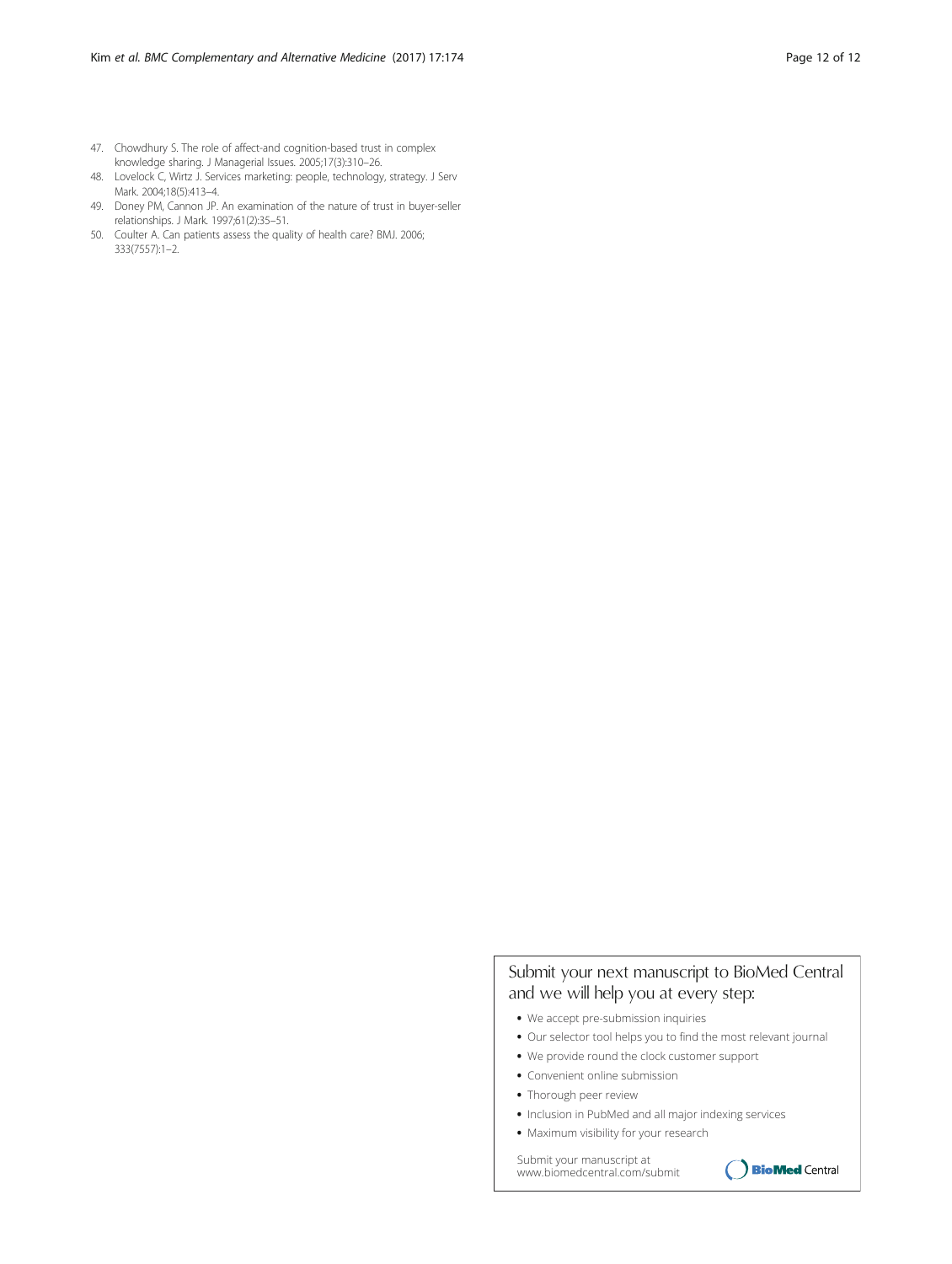47. Chowdhury S. The role of affect-and cognition-based trust in complex knowledge sharing. J Managerial Issues. 2005;17(3):310–26.
48. Lovelock C, Wirtz J. Services marketing: people, technology, strategy. J Serv Mark. 2004;18(5):413–4.
49. Doney PM, Cannon JP. An examination of the nature of trust in buyer-seller relationships. J Mark. 1997;61(2):35–51.
50. Coulter A. Can patients assess the quality of health care? BMJ. 2006; 333(7557):1–2.

Submit your next manuscript to BioMed Central and we will help you at every step:

- We accept pre-submission inquiries
- Our selector tool helps you to find the most relevant journal
- We provide round the clock customer support
- Convenient online submission
- Thorough peer review
- Inclusion in PubMed and all major indexing services
- Maximum visibility for your research

Submit your manuscript at www.biomedcentral.com/submit

BioMed Central